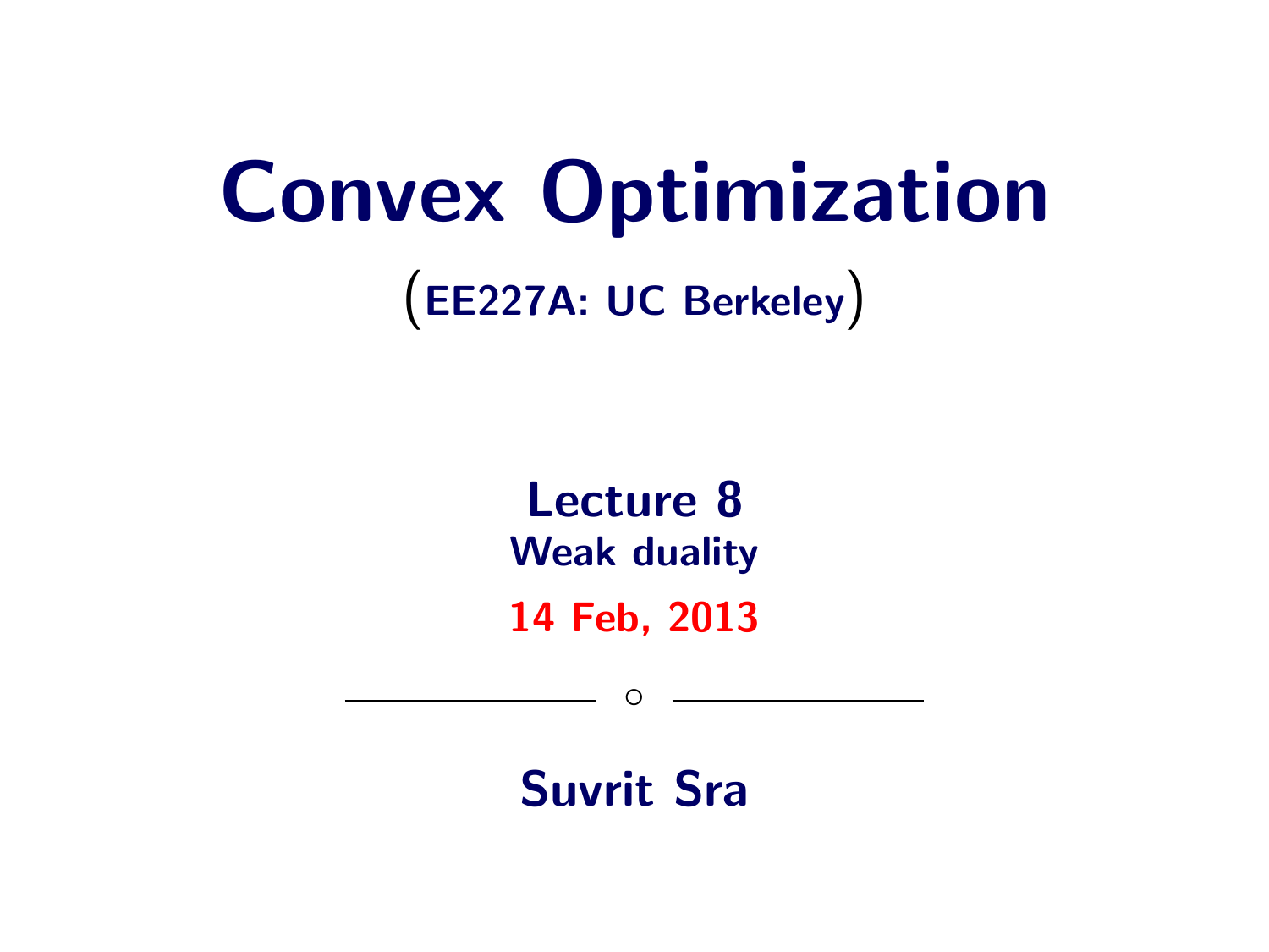# Convex Optimization

(EE227A: UC Berkeley)

## Lecture 8

### Weak duality

**14 Feb, 2013**

---

**Suvrit Sra**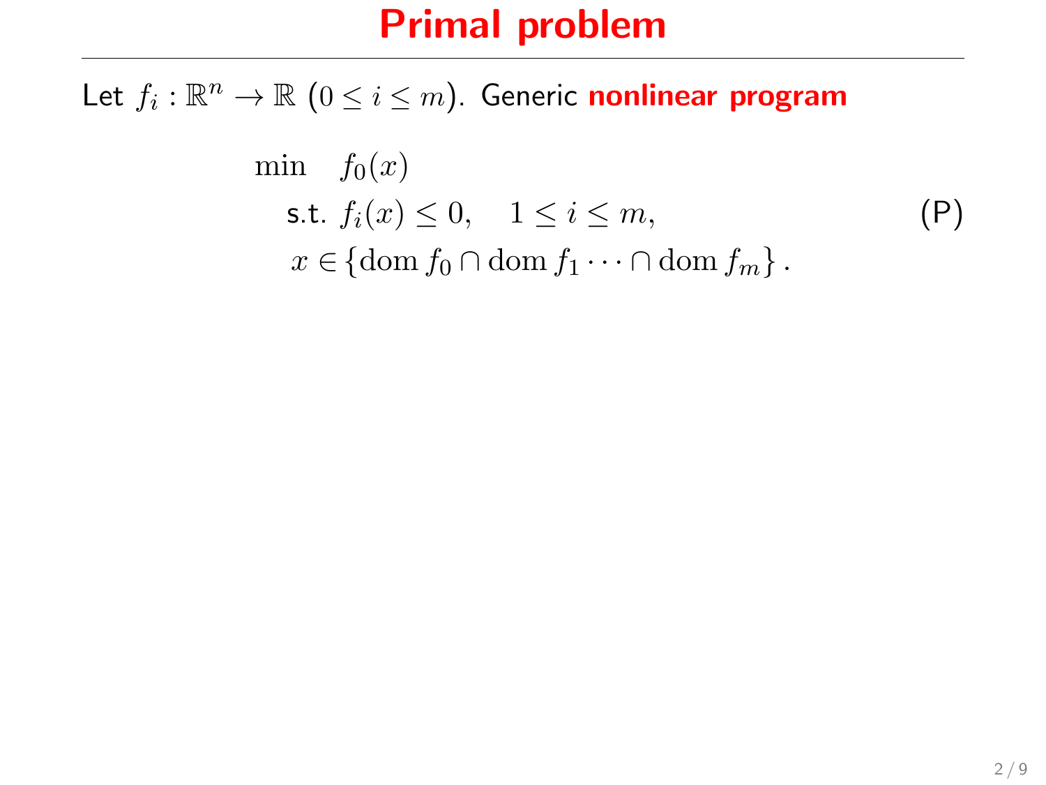# Primal problem

Let $f_i : \mathbb{R}^n \to \mathbb{R}$ $(0 \leq i \leq m)$. Generic **nonlinear program**

$$
\begin{aligned}
\min \quad & f_0(x) \\
\text{s.t. } & f_i(x) \leq 0, \quad 1 \leq i \leq m, \\
& x \in \{\operatorname{dom} f_0 \cap \operatorname{dom} f_1 \cdots \cap \operatorname{dom} f_m\}.
\end{aligned}
\tag{P}
$$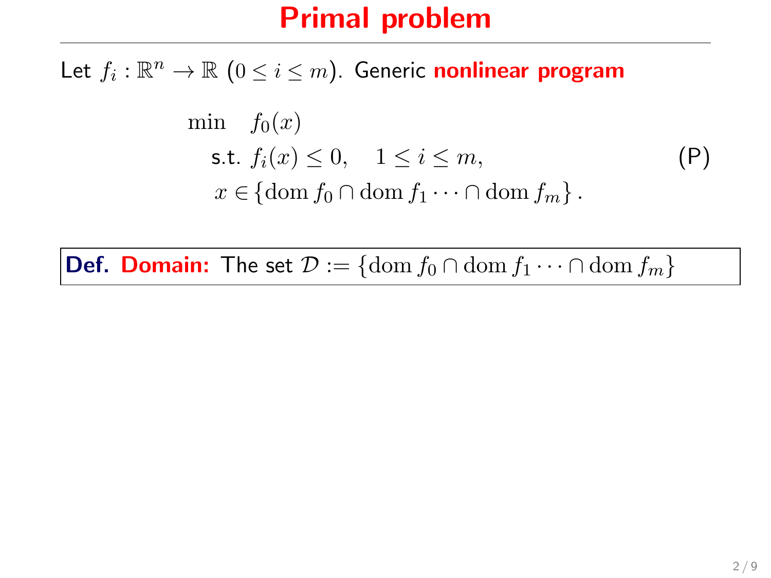# Primal problem

Let $f_i : \mathbb{R}^n \to \mathbb{R}$ $(0 \leq i \leq m)$. Generic **nonlinear program**

$$
\begin{aligned}
\min \quad & f_0(x) \\
\text{s.t. } & f_i(x) \leq 0, \quad 1 \leq i \leq m, \\
& x \in \{\operatorname{dom} f_0 \cap \operatorname{dom} f_1 \cdots \cap \operatorname{dom} f_m\}.
\end{aligned} \tag{P}
$$

**Def. Domain:** The set $\mathcal{D} := \{\operatorname{dom} f_0 \cap \operatorname{dom} f_1 \cdots \cap \operatorname{dom} f_m\}$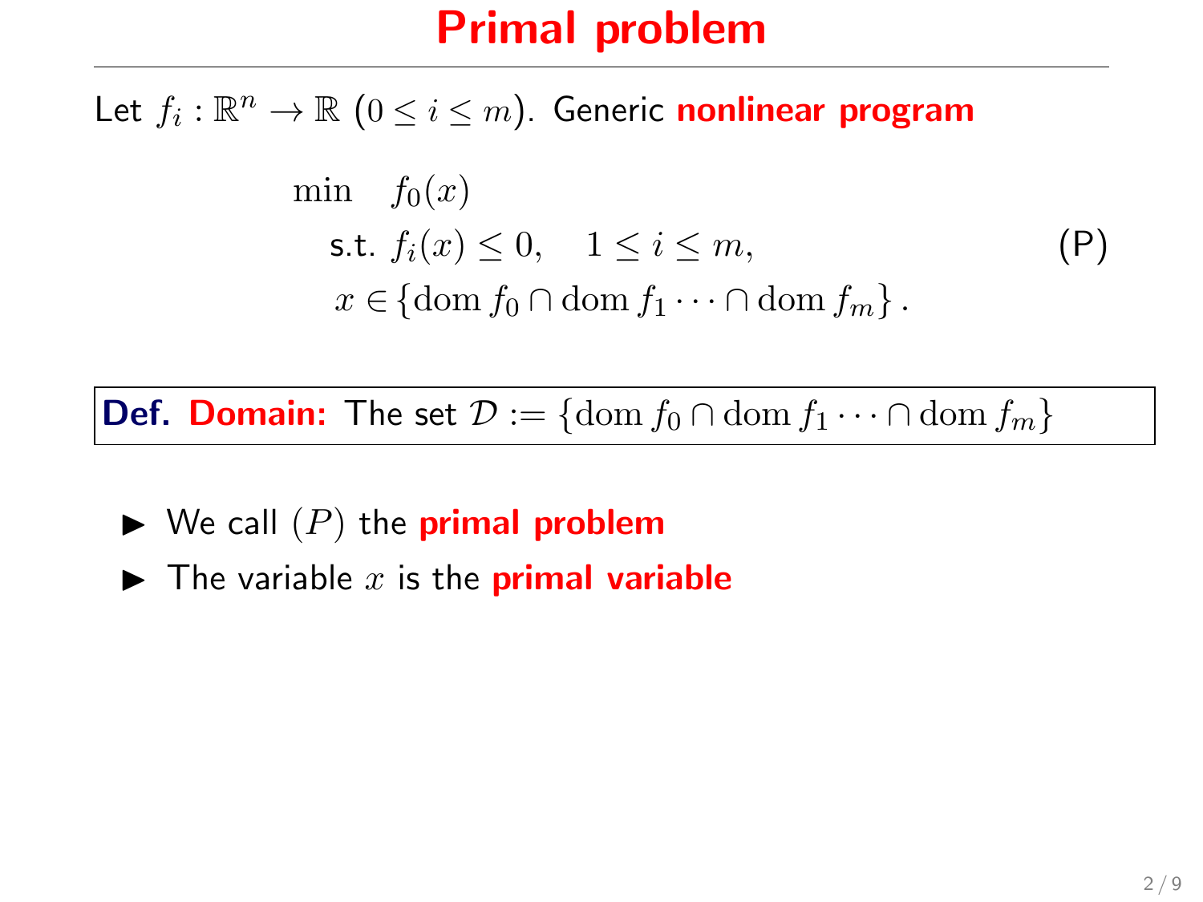# Primal problem

Let $f_i : \mathbb{R}^n \to \mathbb{R}$ $(0 \leq i \leq m)$. Generic **nonlinear program**

$$
\begin{aligned}
\min \quad & f_0(x) \\
\text{s.t. } & f_i(x) \leq 0, \quad 1 \leq i \leq m, \\
& x \in \{\operatorname{dom} f_0 \cap \operatorname{dom} f_1 \cdots \cap \operatorname{dom} f_m\}.
\end{aligned}
\tag{P}
$$

**Def. Domain:** The set $\mathcal{D} := \{\operatorname{dom} f_0 \cap \operatorname{dom} f_1 \cdots \cap \operatorname{dom} f_m\}$

- We call $(P)$ the **primal problem**
- The variable $x$ is the **primal variable**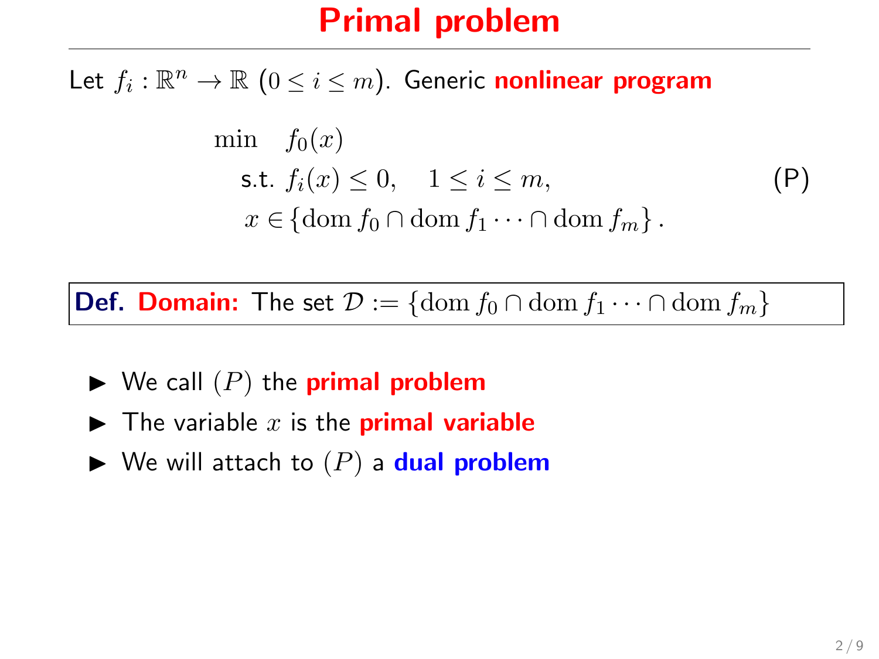# Primal problem

Let $f_i : \mathbb{R}^n \to \mathbb{R}$ $(0 \leq i \leq m)$. Generic **nonlinear program**

$$
\begin{aligned}
\min \quad & f_0(x) \\
\text{s.t.} \; & f_i(x) \leq 0, \quad 1 \leq i \leq m, \\
& x \in \{\operatorname{dom} f_0 \cap \operatorname{dom} f_1 \cdots \cap \operatorname{dom} f_m\} .
\end{aligned}
\tag{P}
$$

**Def. Domain:** The set $\mathcal{D} := \{\operatorname{dom} f_0 \cap \operatorname{dom} f_1 \cdots \cap \operatorname{dom} f_m\}$

- We call $(P)$ the **primal problem**
- The variable $x$ is the **primal variable**
- We will attach to $(P)$ a **dual problem**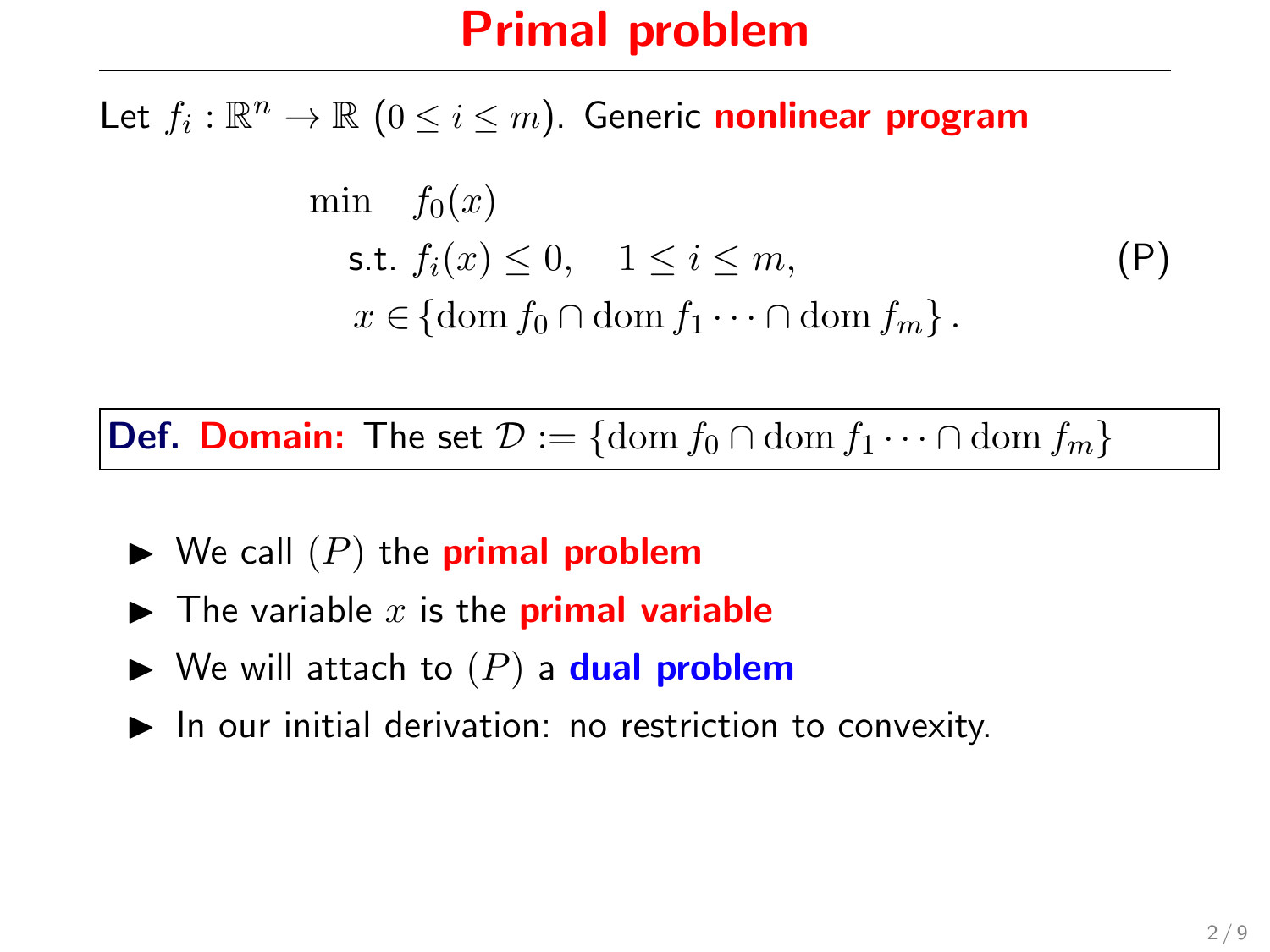# Primal problem

Let $f_i : \mathbb{R}^n \to \mathbb{R}$ $(0 \le i \le m)$. Generic **nonlinear program**

$$
\begin{aligned}
\min \quad & f_0(x) \\
\text{s.t. } & f_i(x) \le 0, \quad 1 \le i \le m, \\
& x \in \{\operatorname{dom} f_0 \cap \operatorname{dom} f_1 \cdots \cap \operatorname{dom} f_m\}.
\end{aligned}
\tag{P}
$$

**Def. Domain:** The set $\mathcal{D} := \{\operatorname{dom} f_0 \cap \operatorname{dom} f_1 \cdots \cap \operatorname{dom} f_m\}$

- We call $(P)$ the **primal problem**
- The variable $x$ is the **primal variable**
- We will attach to $(P)$ a **dual problem**
- In our initial derivation: no restriction to convexity.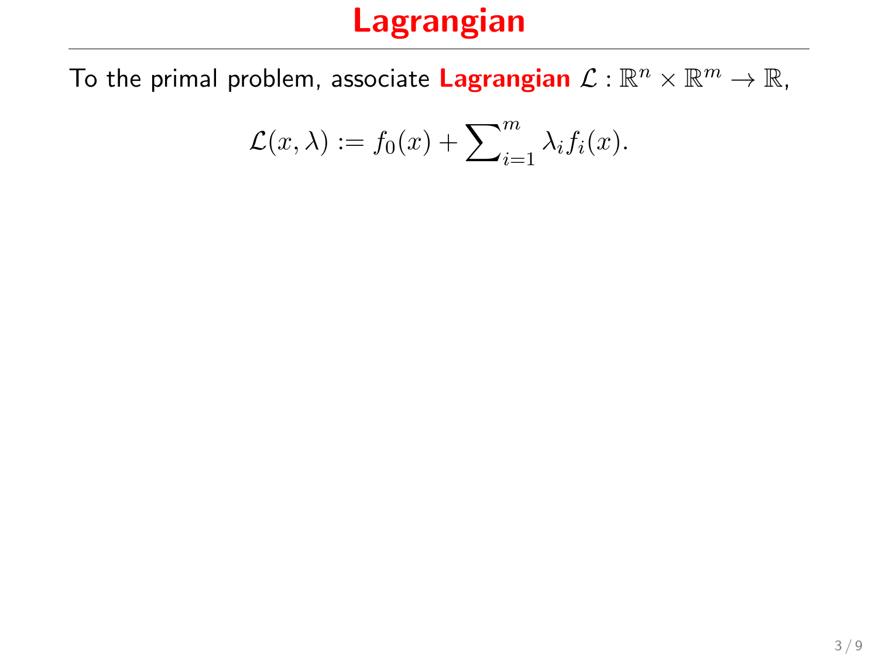# Lagrangian

To the primal problem, associate **Lagrangian** $\mathcal{L} : \mathbb{R}^n \times \mathbb{R}^m \to \mathbb{R}$,

$$\mathcal{L}(x, \lambda) := f_0(x) + \sum\nolimits_{i=1}^{m} \lambda_i f_i(x).$$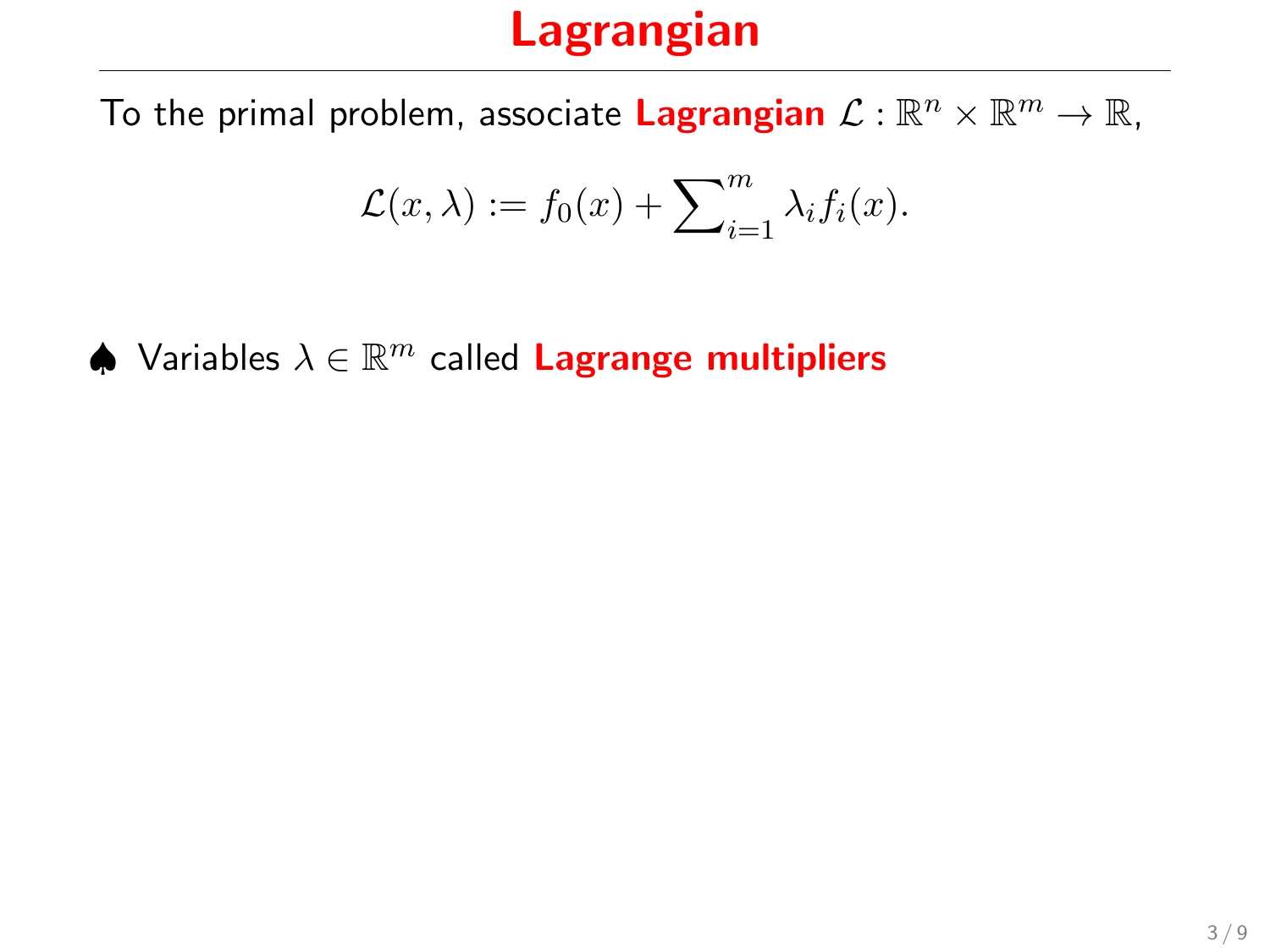# Lagrangian

To the primal problem, associate **Lagrangian** $\mathcal{L} : \mathbb{R}^n \times \mathbb{R}^m \to \mathbb{R}$,

$$\mathcal{L}(x, \lambda) := f_0(x) + \sum_{i=1}^{m} \lambda_i f_i(x).$$

♠ Variables $\lambda \in \mathbb{R}^m$ called **Lagrange multipliers**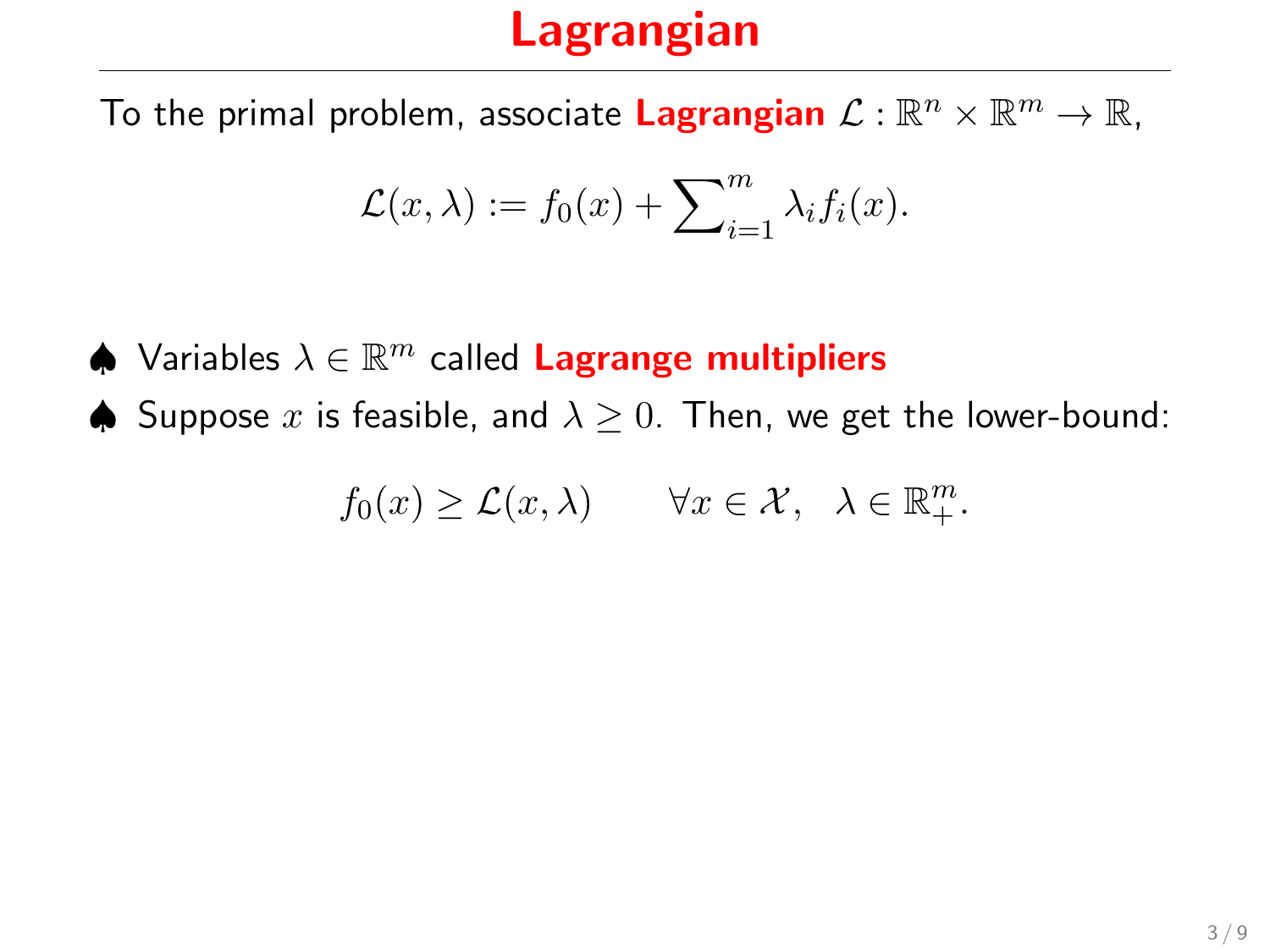# Lagrangian

To the primal problem, associate **Lagrangian** $\mathcal{L} : \mathbb{R}^n \times \mathbb{R}^m \to \mathbb{R}$,

$$\mathcal{L}(x, \lambda) := f_0(x) + \sum\nolimits_{i=1}^{m} \lambda_i f_i(x).$$

♠ Variables $\lambda \in \mathbb{R}^m$ called **Lagrange multipliers**

♠ Suppose $x$ is feasible, and $\lambda \geq 0$. Then, we get the lower-bound:

$$f_0(x) \geq \mathcal{L}(x, \lambda) \qquad \forall x \in \mathcal{X}, \;\; \lambda \in \mathbb{R}^m_+.$$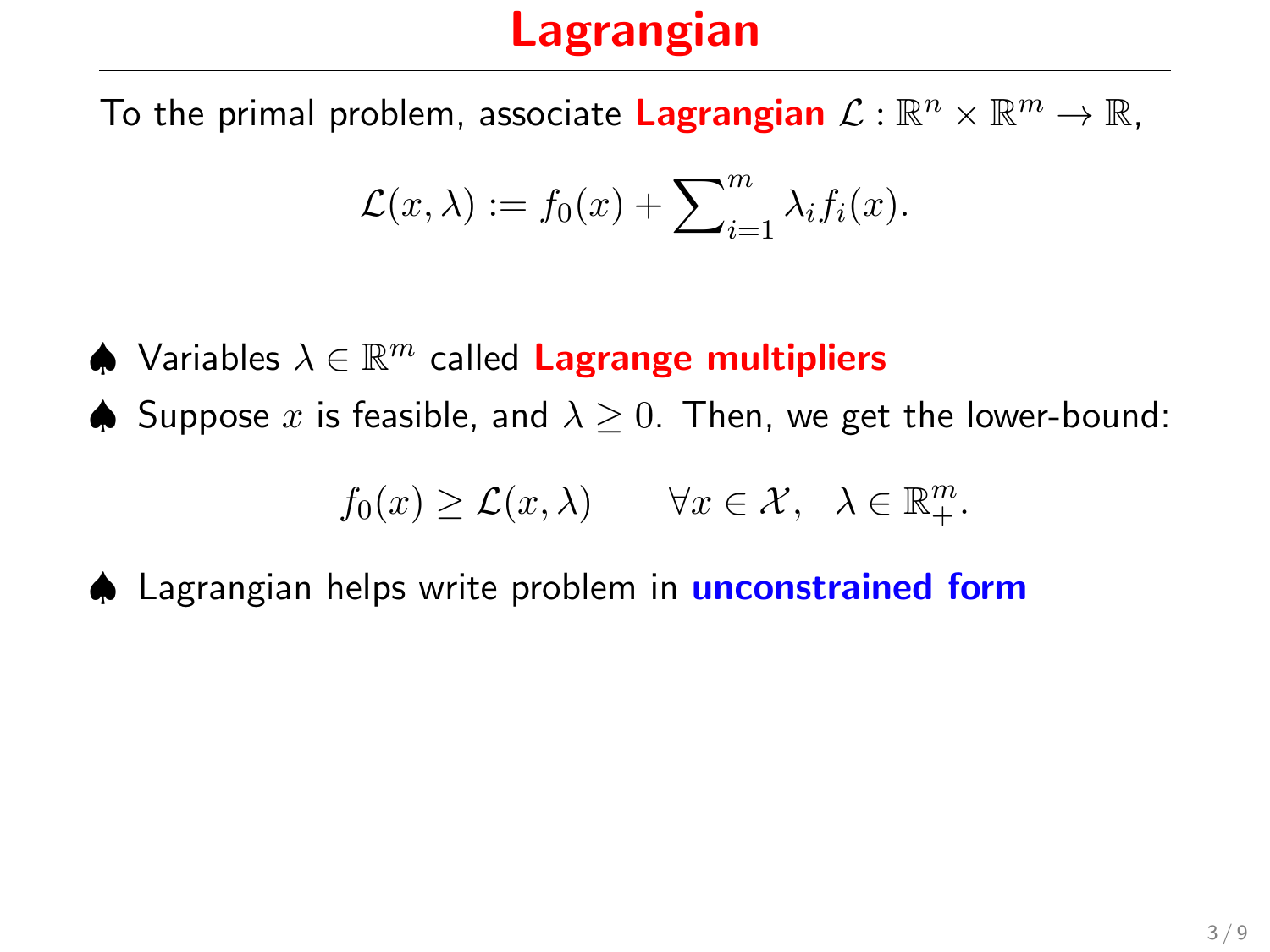# Lagrangian

To the primal problem, associate **Lagrangian** $\mathcal{L} : \mathbb{R}^n \times \mathbb{R}^m \to \mathbb{R}$,

$$\mathcal{L}(x, \lambda) := f_0(x) + \sum_{i=1}^{m} \lambda_i f_i(x).$$

♠ Variables $\lambda \in \mathbb{R}^m$ called **Lagrange multipliers**

♠ Suppose $x$ is feasible, and $\lambda \geq 0$. Then, we get the lower-bound:

$$f_0(x) \geq \mathcal{L}(x, \lambda) \qquad \forall x \in \mathcal{X}, \quad \lambda \in \mathbb{R}^m_+.$$

♠ Lagrangian helps write problem in **unconstrained form**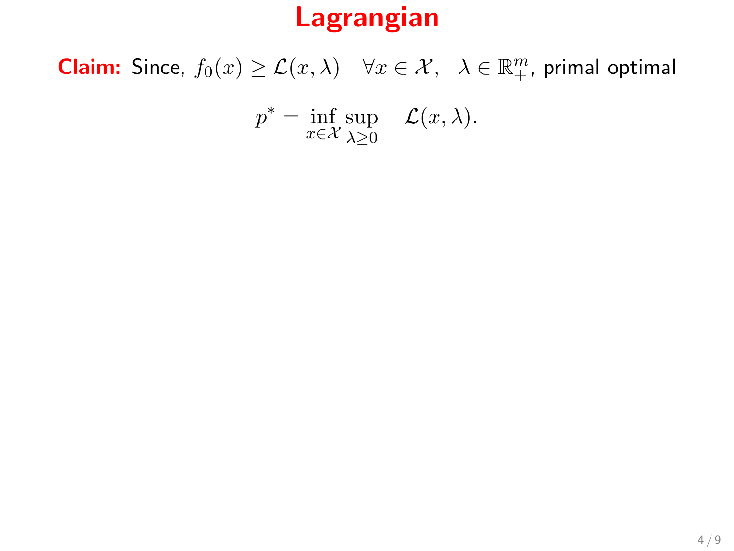# Lagrangian

**Claim:** Since, $f_0(x) \geq \mathcal{L}(x, \lambda) \quad \forall x \in \mathcal{X}, \quad \lambda \in \mathbb{R}^m_+$, primal optimal

$$p^* = \inf_{x \in \mathcal{X}} \sup_{\lambda \geq 0} \quad \mathcal{L}(x, \lambda).$$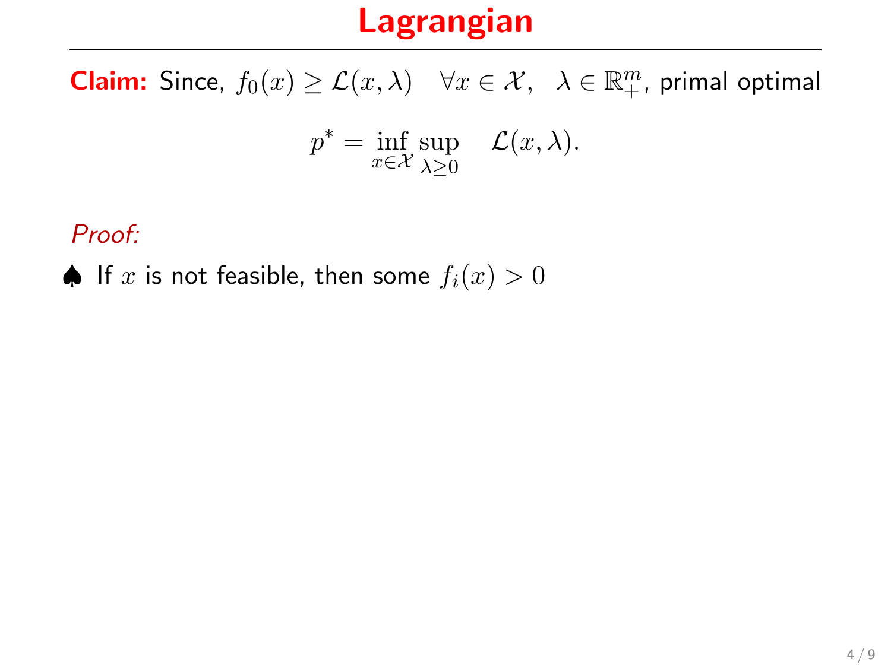# Lagrangian

**Claim:** Since, $f_0(x) \geq \mathcal{L}(x, \lambda) \quad \forall x \in \mathcal{X}, \quad \lambda \in \mathbb{R}^m_+$, primal optimal

$$p^* = \inf_{x \in \mathcal{X}} \sup_{\lambda \geq 0} \quad \mathcal{L}(x, \lambda).$$

*Proof:*

♠ If $x$ is not feasible, then some $f_i(x) > 0$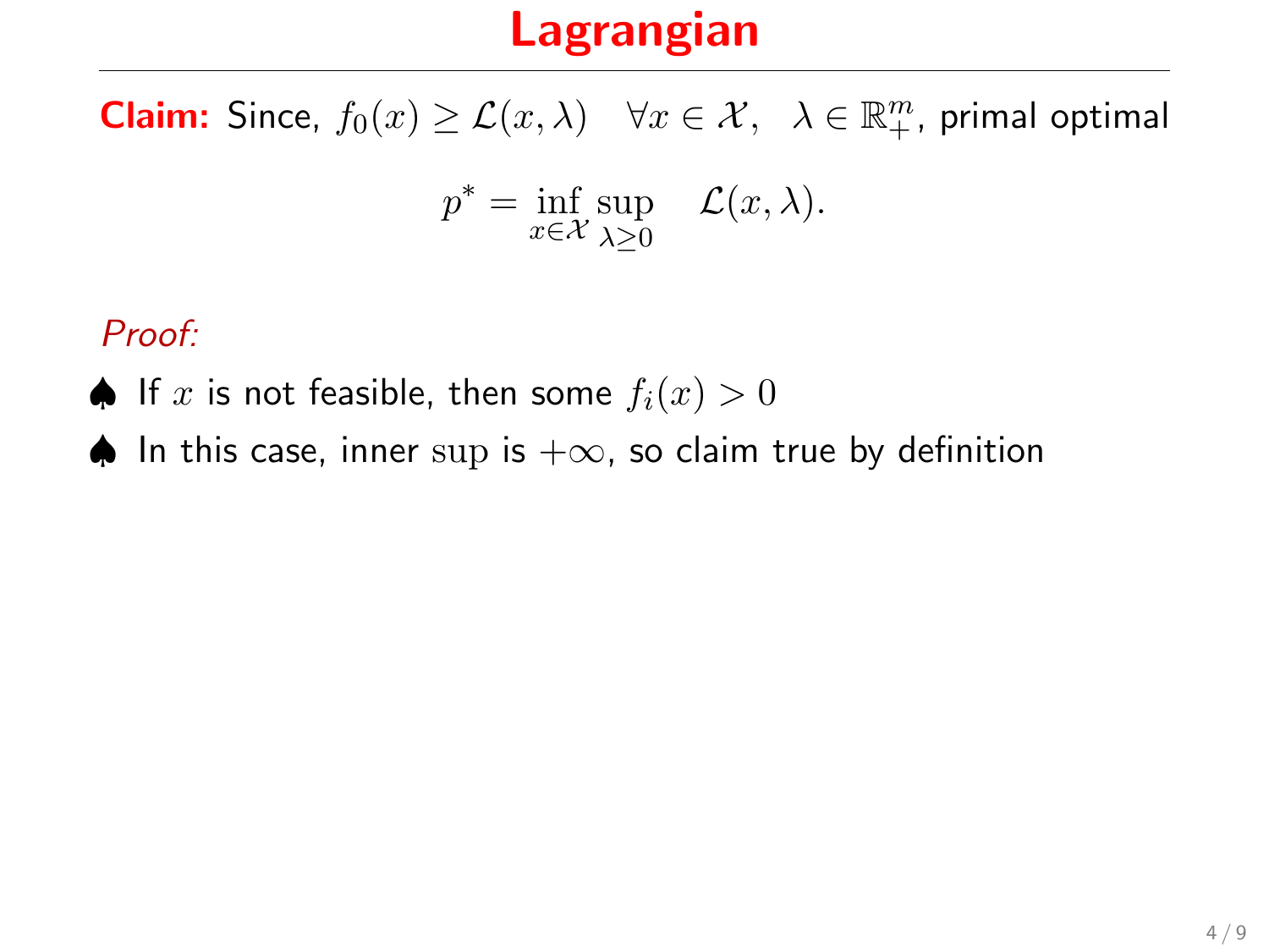# Lagrangian

**Claim:** Since, $f_0(x) \geq \mathcal{L}(x, \lambda) \quad \forall x \in \mathcal{X}, \quad \lambda \in \mathbb{R}^m_+$, primal optimal

$$p^* = \inf_{x \in \mathcal{X}} \sup_{\lambda \geq 0} \quad \mathcal{L}(x, \lambda).$$

*Proof:*

♠ If $x$ is not feasible, then some $f_i(x) > 0$

♠ In this case, inner $\sup$ is $+\infty$, so claim true by definition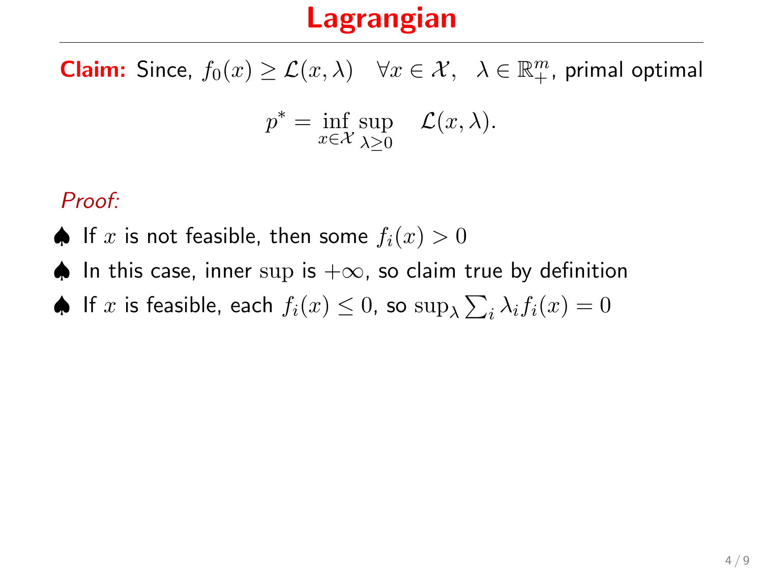# Lagrangian

**Claim:** Since, $f_0(x) \geq \mathcal{L}(x, \lambda) \quad \forall x \in \mathcal{X}, \quad \lambda \in \mathbb{R}^m_+$, primal optimal

$$p^* = \inf_{x \in \mathcal{X}} \sup_{\lambda \geq 0} \quad \mathcal{L}(x, \lambda).$$

*Proof:*

- ♠ If $x$ is not feasible, then some $f_i(x) > 0$
- ♠ In this case, inner $\sup$ is $+\infty$, so claim true by definition
- ♠ If $x$ is feasible, each $f_i(x) \leq 0$, so $\sup_\lambda \sum_i \lambda_i f_i(x) = 0$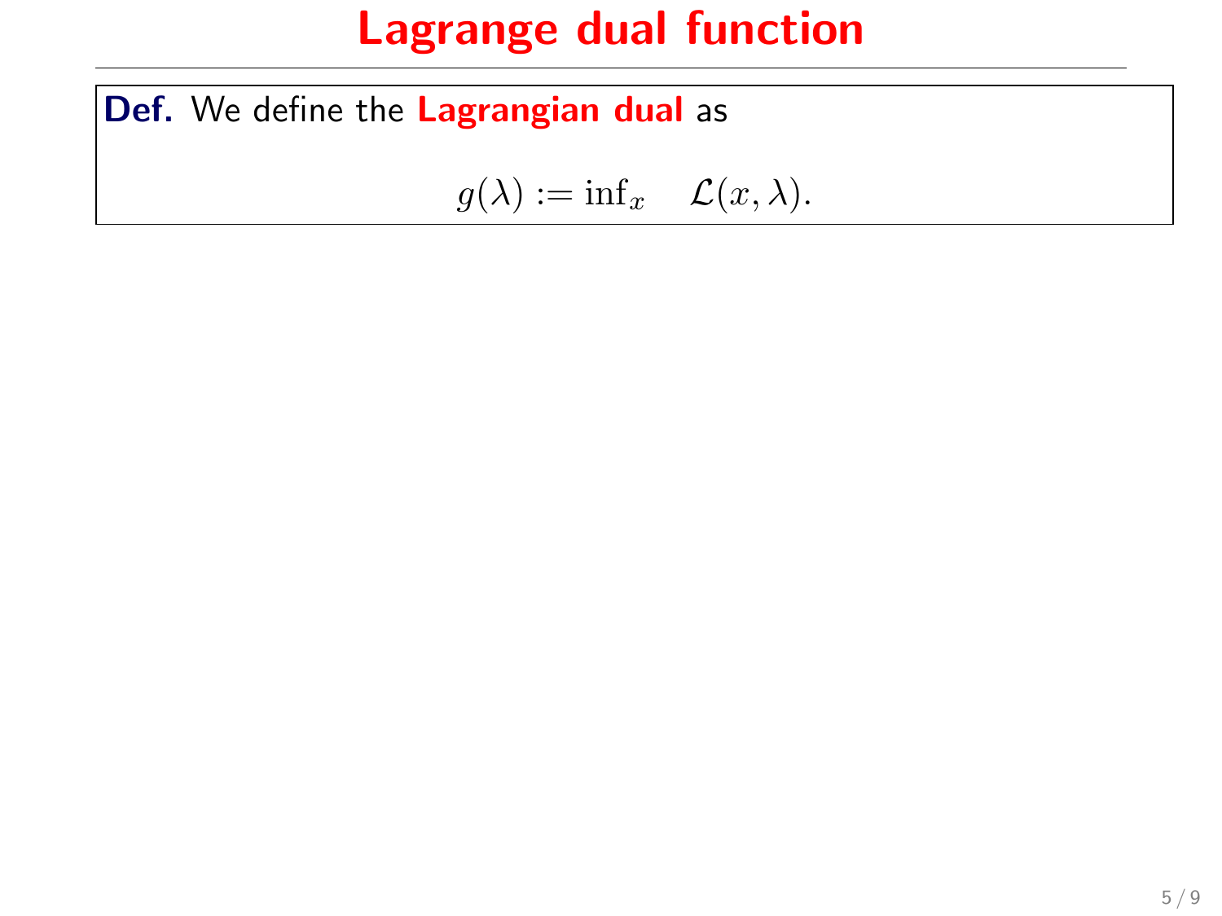# Lagrange dual function

**Def.** We define the **Lagrangian dual** as

$$g(\lambda) := \inf_x \quad \mathcal{L}(x, \lambda).$$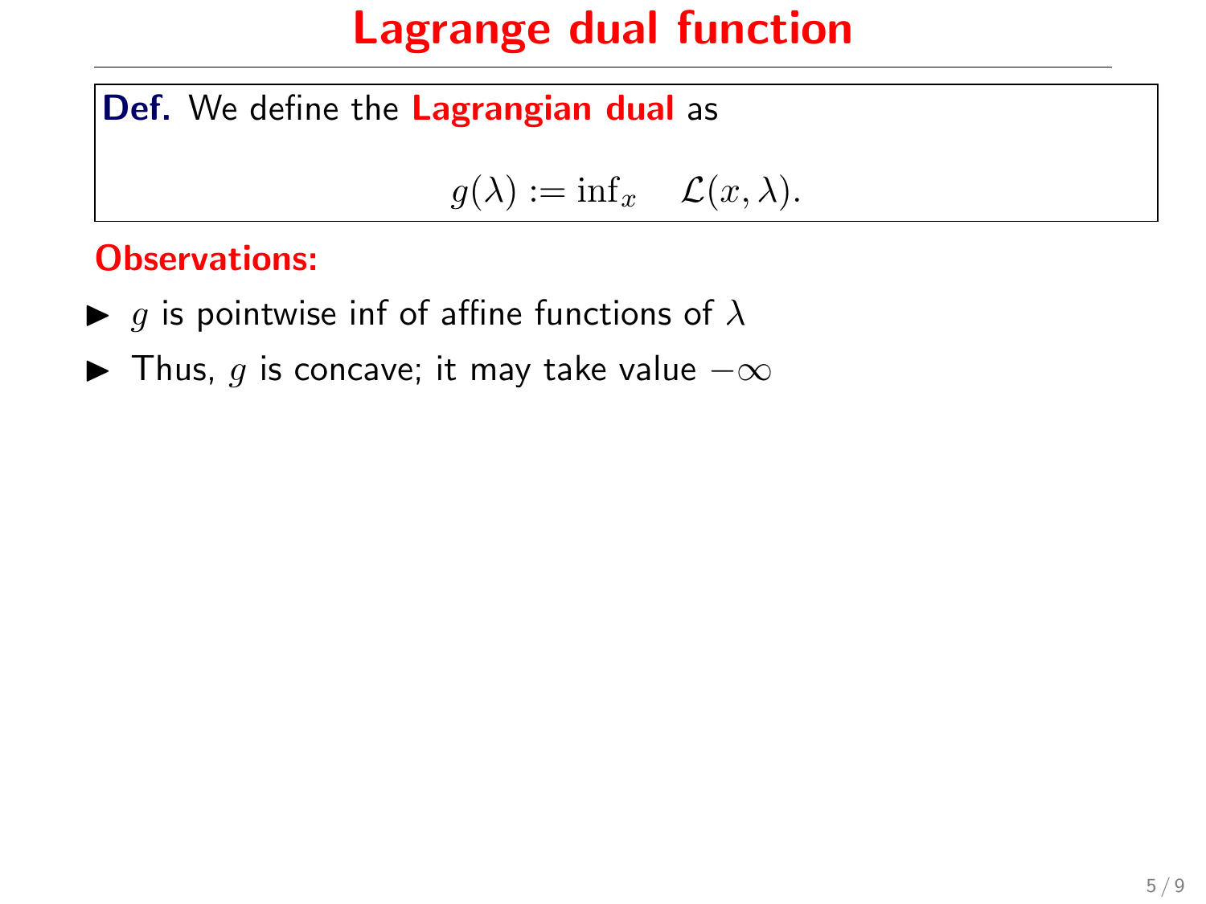# Lagrange dual function

**Def.** We define the **Lagrangian dual** as

$$g(\lambda) := \inf_x \quad \mathcal{L}(x, \lambda).$$

**Observations:**

- $g$ is pointwise inf of affine functions of $\lambda$
- Thus, $g$ is concave; it may take value $-\infty$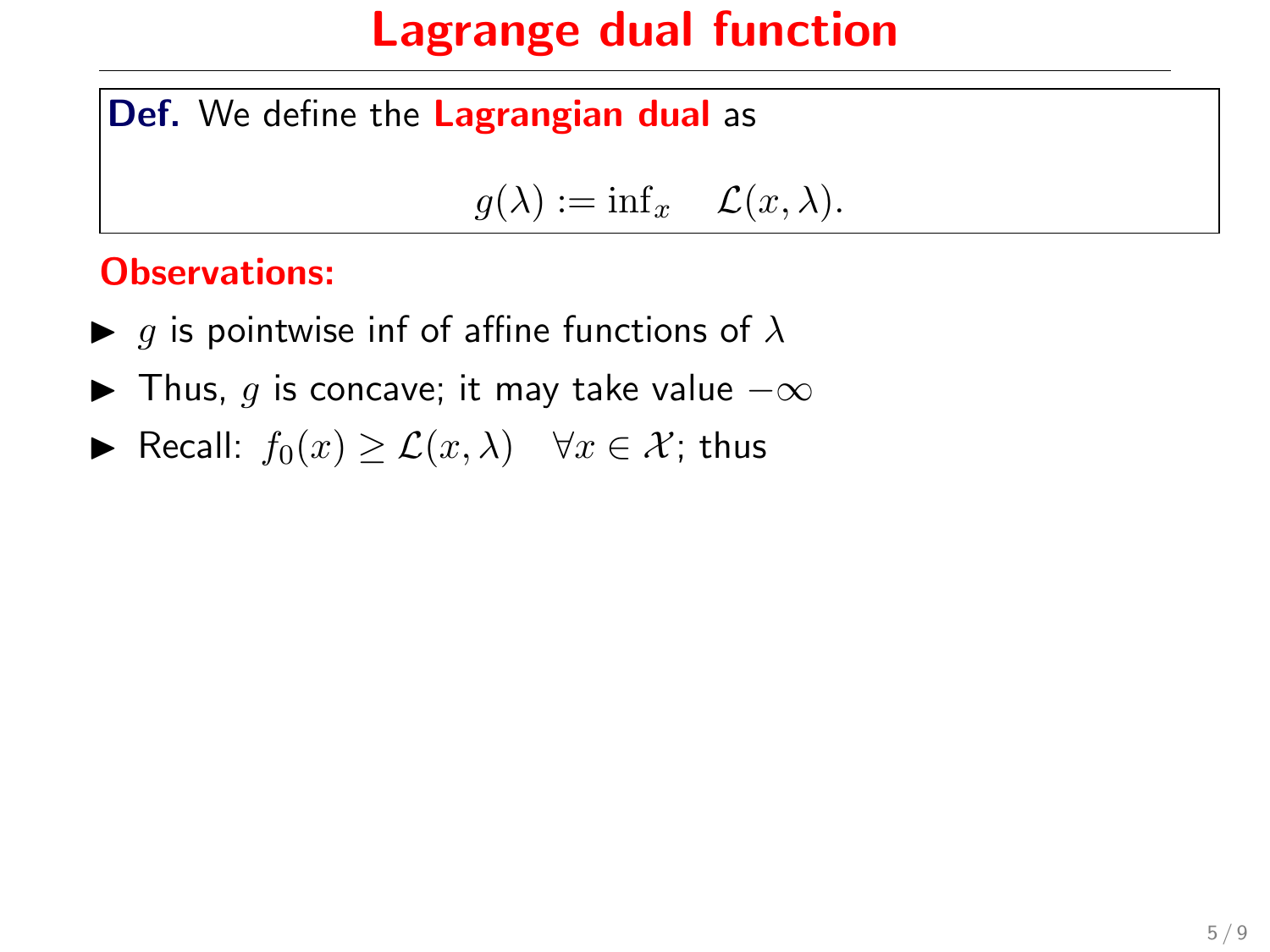# Lagrange dual function

**Def.** We define the **Lagrangian dual** as

$$g(\lambda) := \inf_x \quad \mathcal{L}(x, \lambda).$$

**Observations:**

- $g$ is pointwise inf of affine functions of $\lambda$
- Thus, $g$ is concave; it may take value $-\infty$
- Recall: $f_0(x) \geq \mathcal{L}(x, \lambda) \quad \forall x \in \mathcal{X}$; thus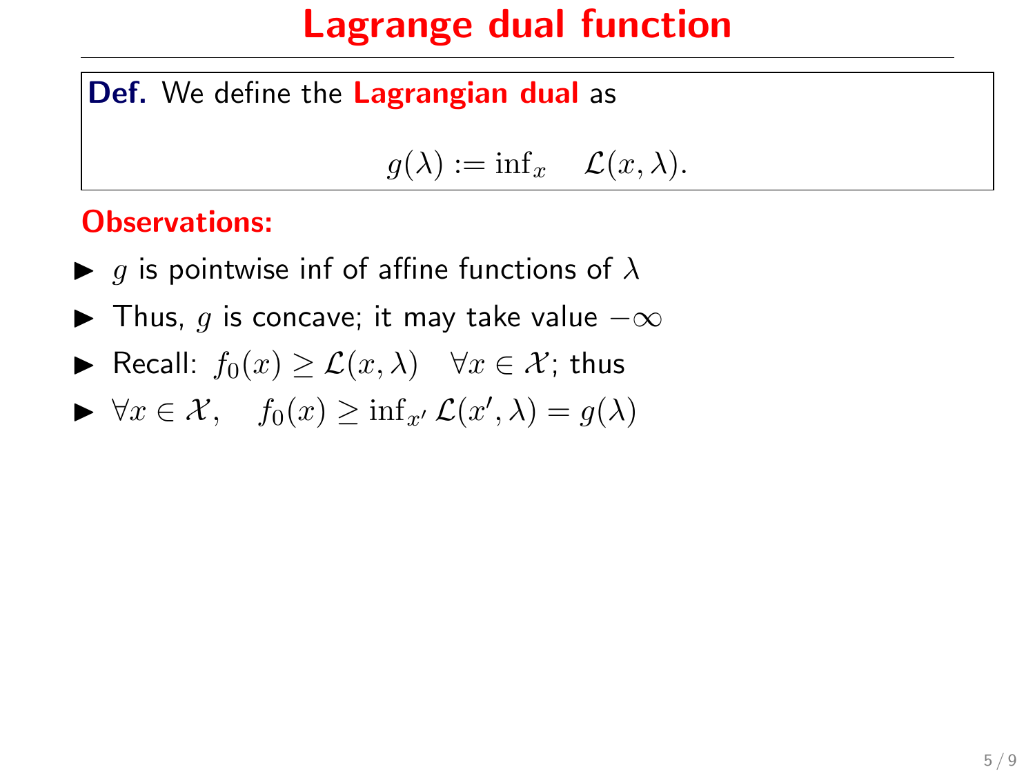# Lagrange dual function

**Def.** We define the **Lagrangian dual** as

$$g(\lambda) := \inf_x \quad \mathcal{L}(x, \lambda).$$

**Observations:**

- $g$ is pointwise inf of affine functions of $\lambda$
- Thus, $g$ is concave; it may take value $-\infty$
- Recall: $f_0(x) \geq \mathcal{L}(x, \lambda) \quad \forall x \in \mathcal{X}$; thus
- $\forall x \in \mathcal{X}, \quad f_0(x) \geq \inf_{x'} \mathcal{L}(x', \lambda) = g(\lambda)$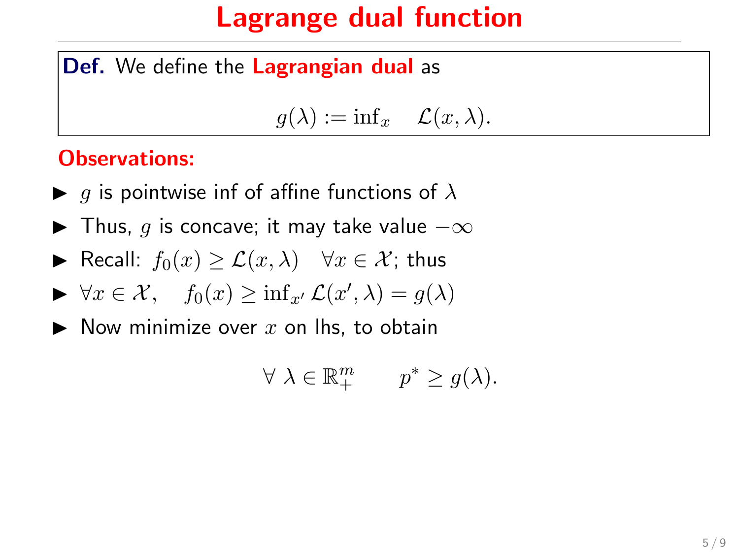# Lagrange dual function

**Def.** We define the **Lagrangian dual** as

$$g(\lambda) := \inf_x \quad \mathcal{L}(x, \lambda).$$

**Observations:**

- $g$ is pointwise inf of affine functions of $\lambda$
- Thus, $g$ is concave; it may take value $-\infty$
- Recall: $f_0(x) \geq \mathcal{L}(x, \lambda) \quad \forall x \in \mathcal{X}$; thus
- $\forall x \in \mathcal{X}, \quad f_0(x) \geq \inf_{x'} \mathcal{L}(x', \lambda) = g(\lambda)$
- Now minimize over $x$ on lhs, to obtain

$$\forall \ \lambda \in \mathbb{R}^m_+ \qquad p^* \geq g(\lambda).$$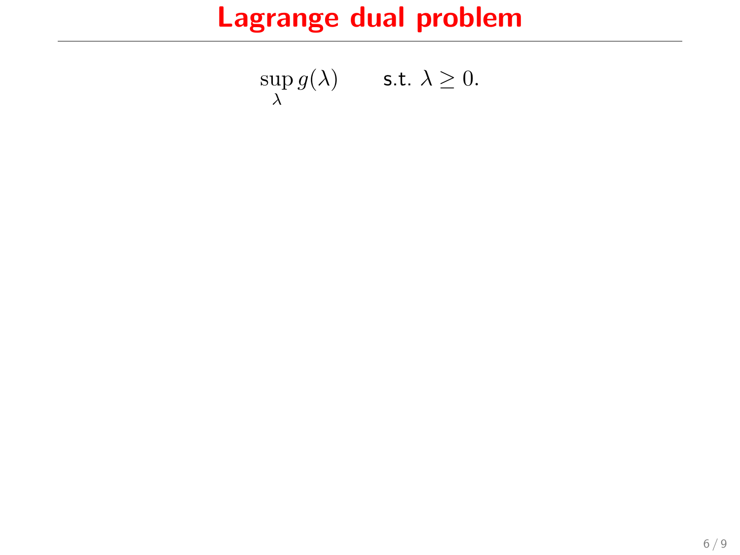# Lagrange dual problem

$$\sup_{\lambda} g(\lambda) \qquad \text{s.t. } \lambda \geq 0.$$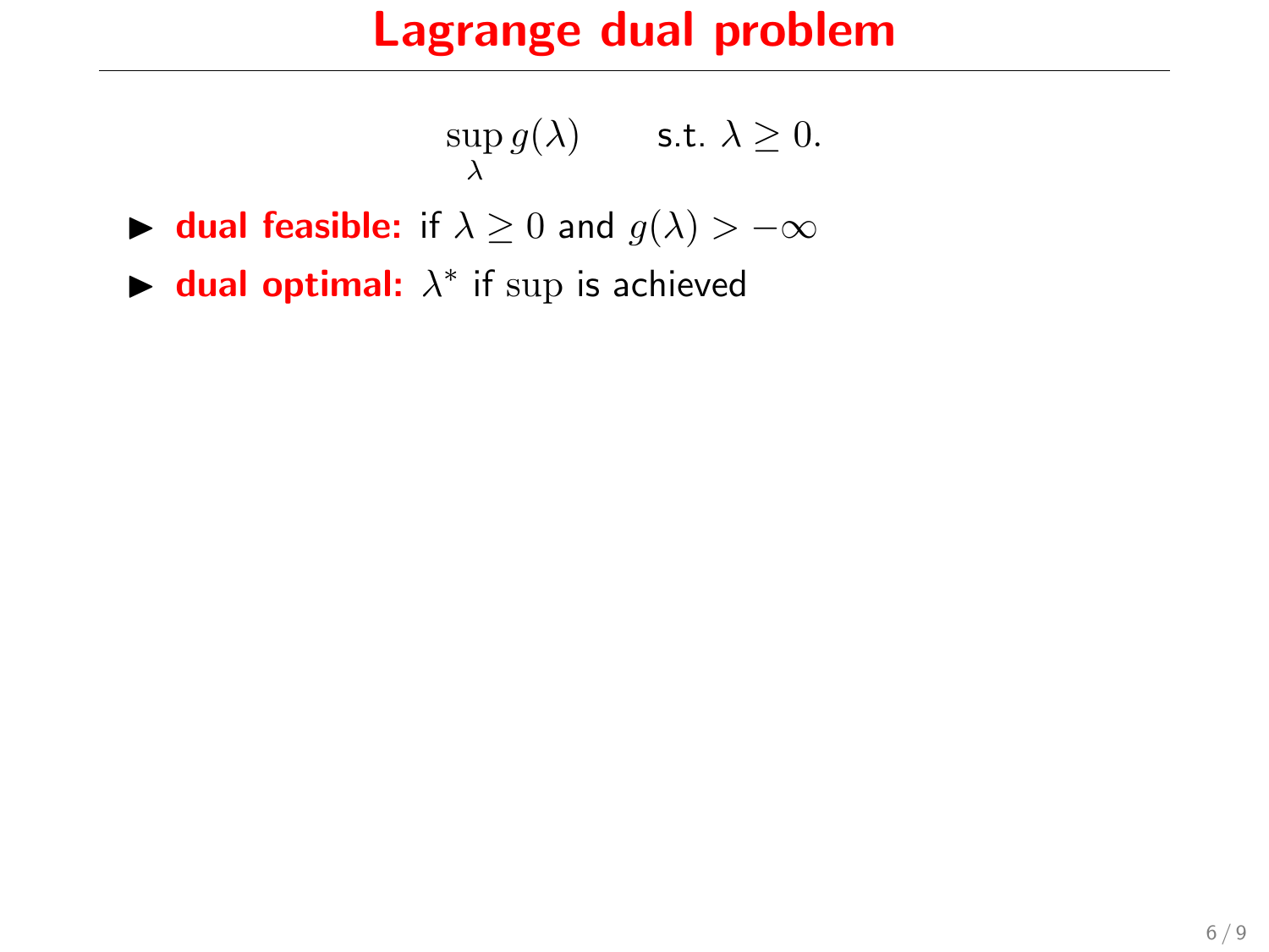# Lagrange dual problem

$$\sup_{\lambda} g(\lambda) \qquad \text{s.t. } \lambda \geq 0.$$

- **dual feasible:** if $\lambda \geq 0$ and $g(\lambda) > -\infty$
- **dual optimal:** $\lambda^*$ if $\sup$ is achieved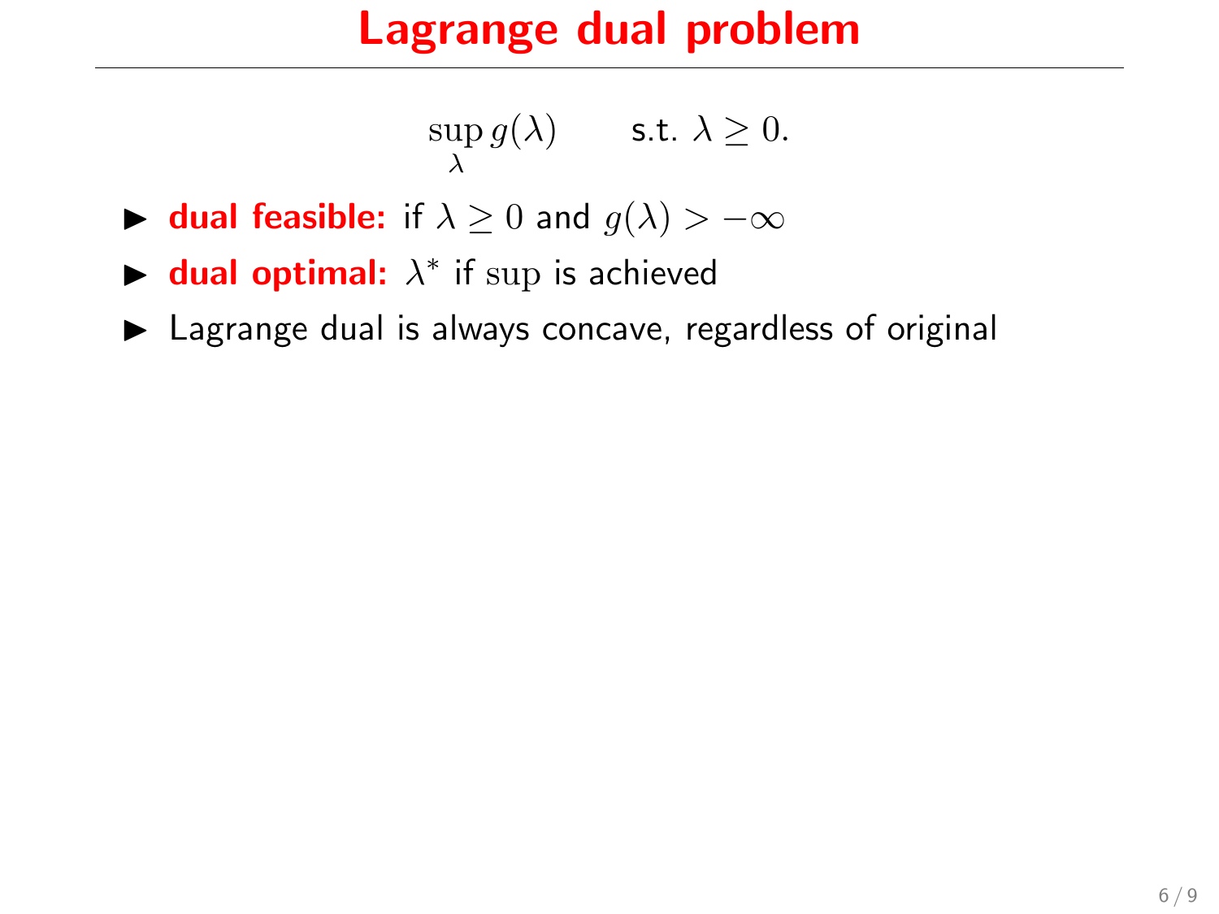# Lagrange dual problem

$$\sup_{\lambda} g(\lambda) \qquad \text{s.t. } \lambda \geq 0.$$

- **dual feasible:** if $\lambda \geq 0$ and $g(\lambda) > -\infty$
- **dual optimal:** $\lambda^*$ if $\sup$ is achieved
- Lagrange dual is always concave, regardless of original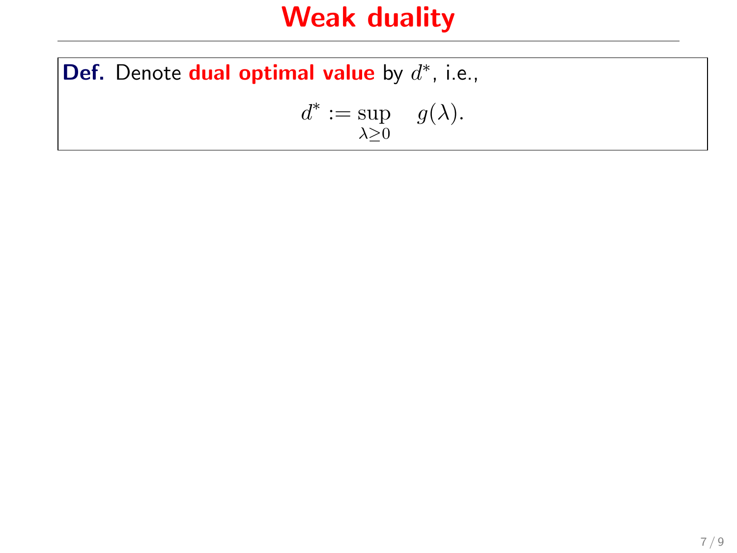# Weak duality

**Def.** Denote **dual optimal value** by $d^*$, i.e.,

$$d^* := \sup_{\lambda \geq 0} \quad g(\lambda).$$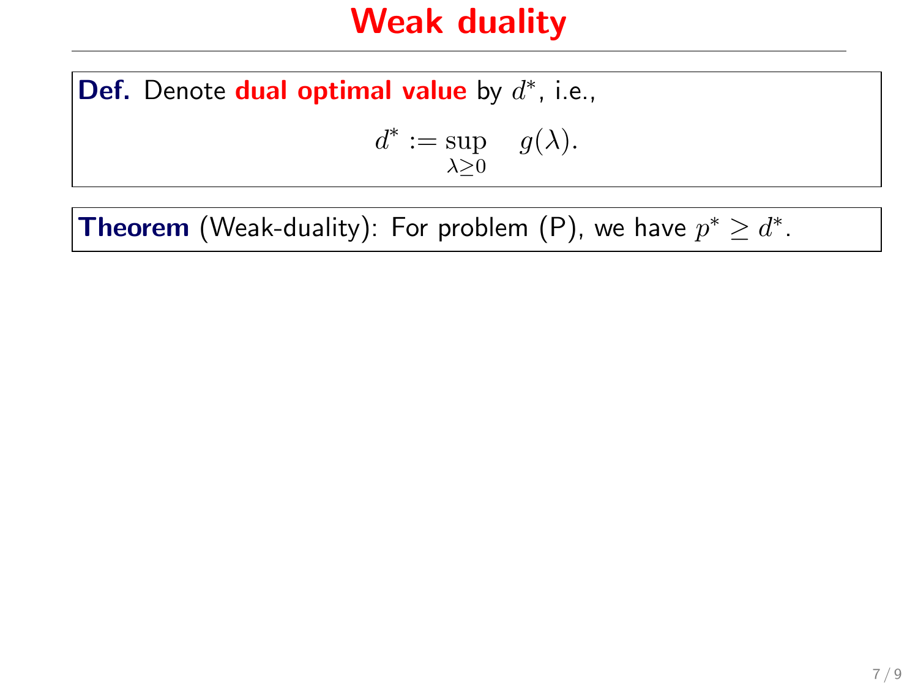# Weak duality

**Def.** Denote **dual optimal value** by $d^*$, i.e.,

$$d^* := \sup_{\lambda \geq 0} \quad g(\lambda).$$

**Theorem** (Weak-duality): For problem (P), we have $p^* \geq d^*$.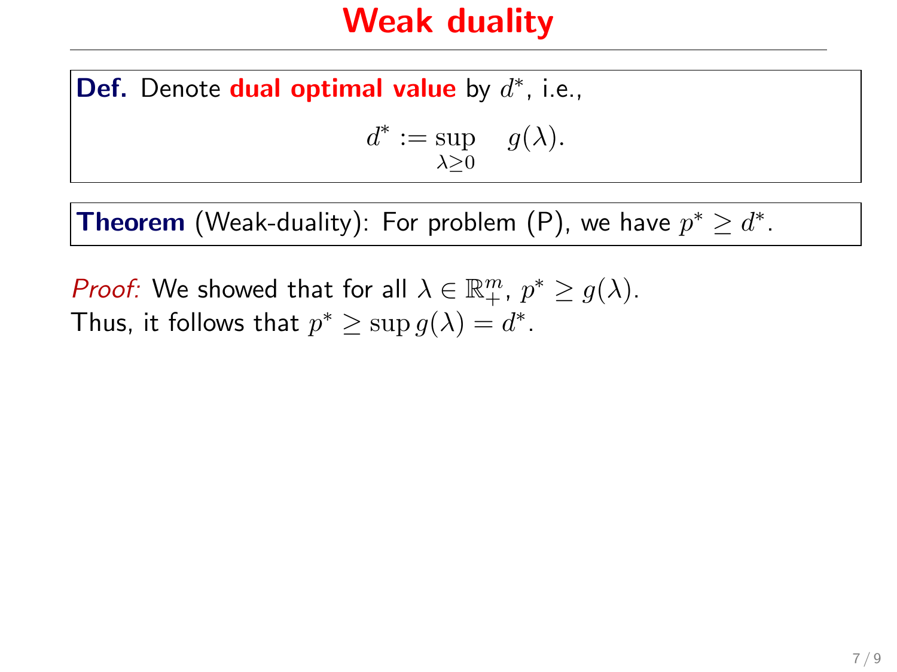# Weak duality

**Def.** Denote **dual optimal value** by $d^*$, i.e.,

$$d^* := \sup_{\lambda \geq 0} \quad g(\lambda).$$

**Theorem** (Weak-duality): For problem (P), we have $p^* \geq d^*$.

*Proof:* We showed that for all $\lambda \in \mathbb{R}^m_+$, $p^* \geq g(\lambda)$.
Thus, it follows that $p^* \geq \sup g(\lambda) = d^*$.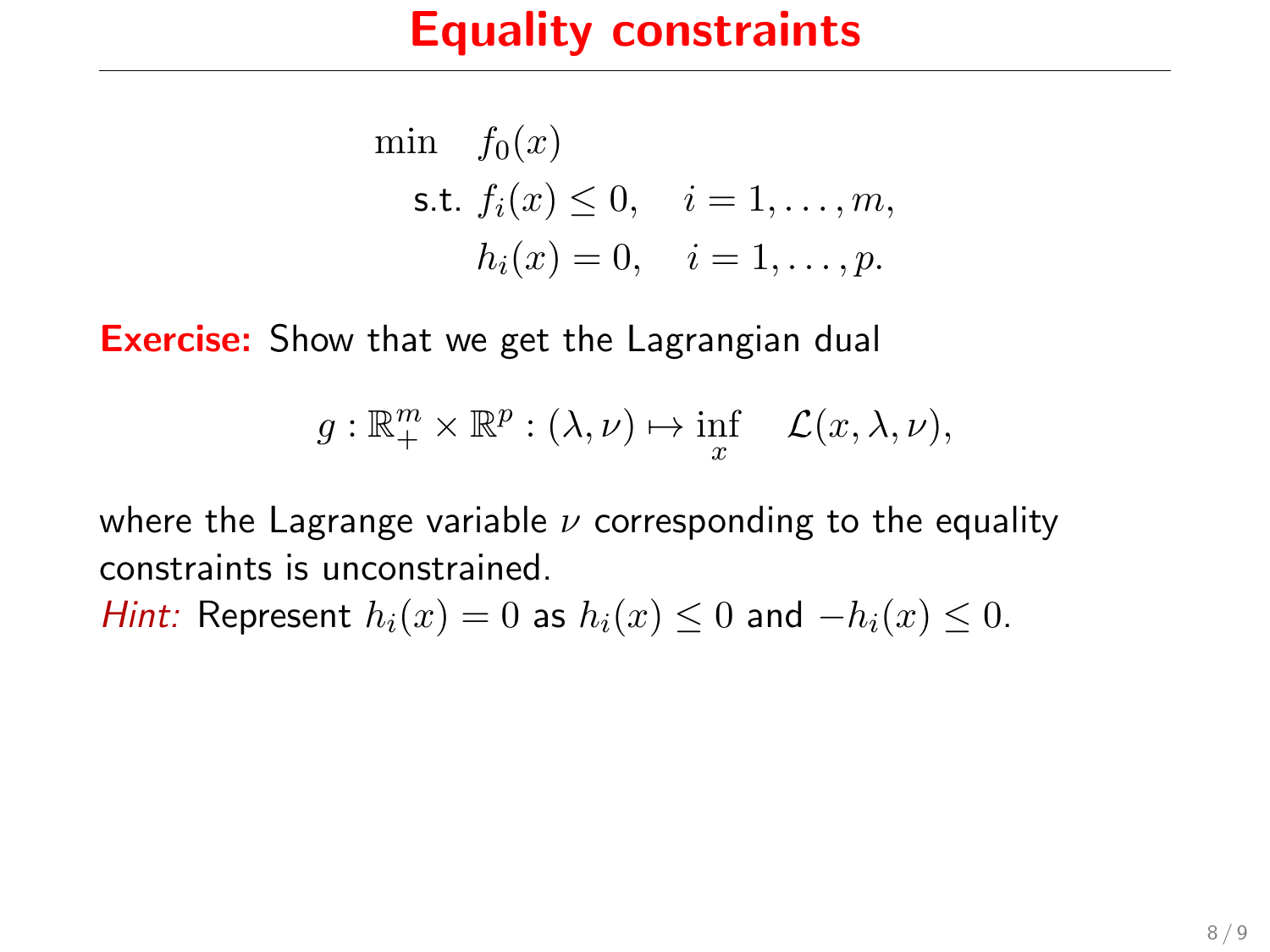# Equality constraints

$$
\begin{aligned}
\min \quad & f_0(x) \\
\text{s.t. } & f_i(x) \leq 0, \quad i = 1, \ldots, m, \\
& h_i(x) = 0, \quad i = 1, \ldots, p.
\end{aligned}
$$

**Exercise:** Show that we get the Lagrangian dual

$$
g : \mathbb{R}^m_+ \times \mathbb{R}^p : (\lambda, \nu) \mapsto \inf_x \quad \mathcal{L}(x, \lambda, \nu),
$$

where the Lagrange variable $\nu$ corresponding to the equality constraints is unconstrained.

*Hint:* Represent $h_i(x) = 0$ as $h_i(x) \leq 0$ and $-h_i(x) \leq 0$.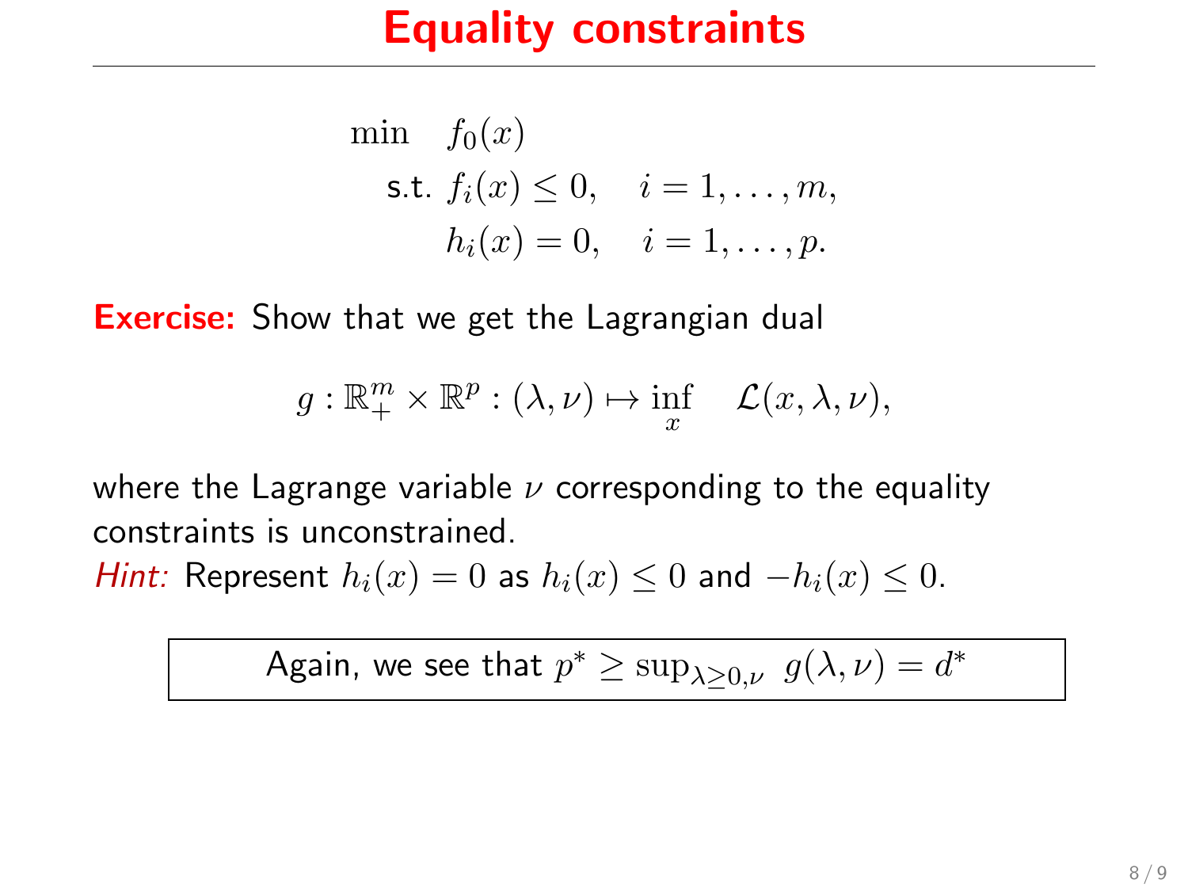# Equality constraints

$$
\begin{aligned}
\min \quad & f_0(x) \\
\text{s.t. } & f_i(x) \leq 0, \quad i = 1, \ldots, m, \\
& h_i(x) = 0, \quad i = 1, \ldots, p.
\end{aligned}
$$

**Exercise:** Show that we get the Lagrangian dual

$$
g : \mathbb{R}^m_+ \times \mathbb{R}^p : (\lambda, \nu) \mapsto \inf_x \quad \mathcal{L}(x, \lambda, \nu),
$$

where the Lagrange variable $\nu$ corresponding to the equality constraints is unconstrained.

*Hint:* Represent $h_i(x) = 0$ as $h_i(x) \leq 0$ and $-h_i(x) \leq 0$.

Again, we see that $p^* \geq \sup_{\lambda \geq 0, \nu} \; g(\lambda, \nu) = d^*$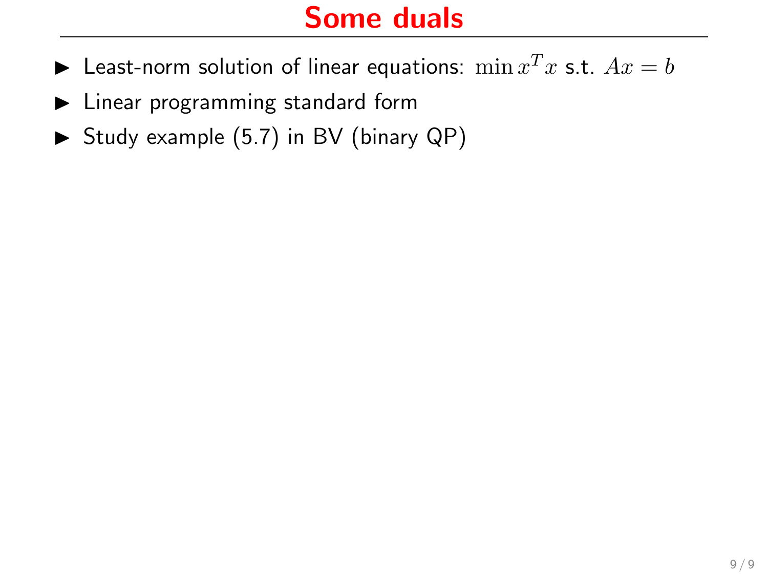# Some duals

- Least-norm solution of linear equations: $\min x^T x$ s.t. $Ax = b$
- Linear programming standard form
- Study example (5.7) in BV (binary QP)